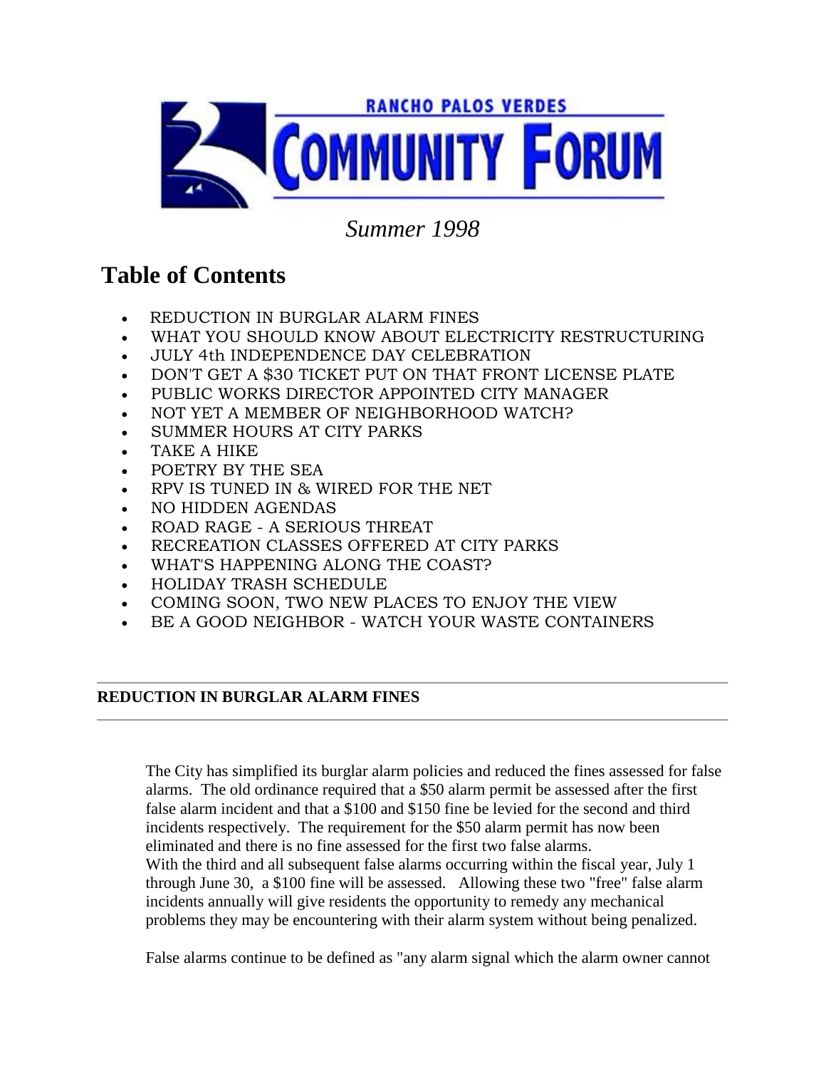# RANCHO PALOS VERDES COMMUNITY FORUM

*Summer 1998*

## Table of Contents

- REDUCTION IN BURGLAR ALARM FINES
- WHAT YOU SHOULD KNOW ABOUT ELECTRICITY RESTRUCTURING
- JULY 4th INDEPENDENCE DAY CELEBRATION
- DON'T GET A $30 TICKET PUT ON THAT FRONT LICENSE PLATE
- PUBLIC WORKS DIRECTOR APPOINTED CITY MANAGER
- NOT YET A MEMBER OF NEIGHBORHOOD WATCH?
- SUMMER HOURS AT CITY PARKS
- TAKE A HIKE
- POETRY BY THE SEA
- RPV IS TUNED IN & WIRED FOR THE NET
- NO HIDDEN AGENDAS
- ROAD RAGE - A SERIOUS THREAT
- RECREATION CLASSES OFFERED AT CITY PARKS
- WHAT'S HAPPENING ALONG THE COAST?
- HOLIDAY TRASH SCHEDULE
- COMING SOON, TWO NEW PLACES TO ENJOY THE VIEW
- BE A GOOD NEIGHBOR - WATCH YOUR WASTE CONTAINERS

---

**REDUCTION IN BURGLAR ALARM FINES**

---

The City has simplified its burglar alarm policies and reduced the fines assessed for false alarms. The old ordinance required that a $50 alarm permit be assessed after the first false alarm incident and that a $100 and $150 fine be levied for the second and third incidents respectively. The requirement for the $50 alarm permit has now been eliminated and there is no fine assessed for the first two false alarms.
With the third and all subsequent false alarms occurring within the fiscal year, July 1 through June 30, a $100 fine will be assessed. Allowing these two "free" false alarm incidents annually will give residents the opportunity to remedy any mechanical problems they may be encountering with their alarm system without being penalized.

False alarms continue to be defined as "any alarm signal which the alarm owner cannot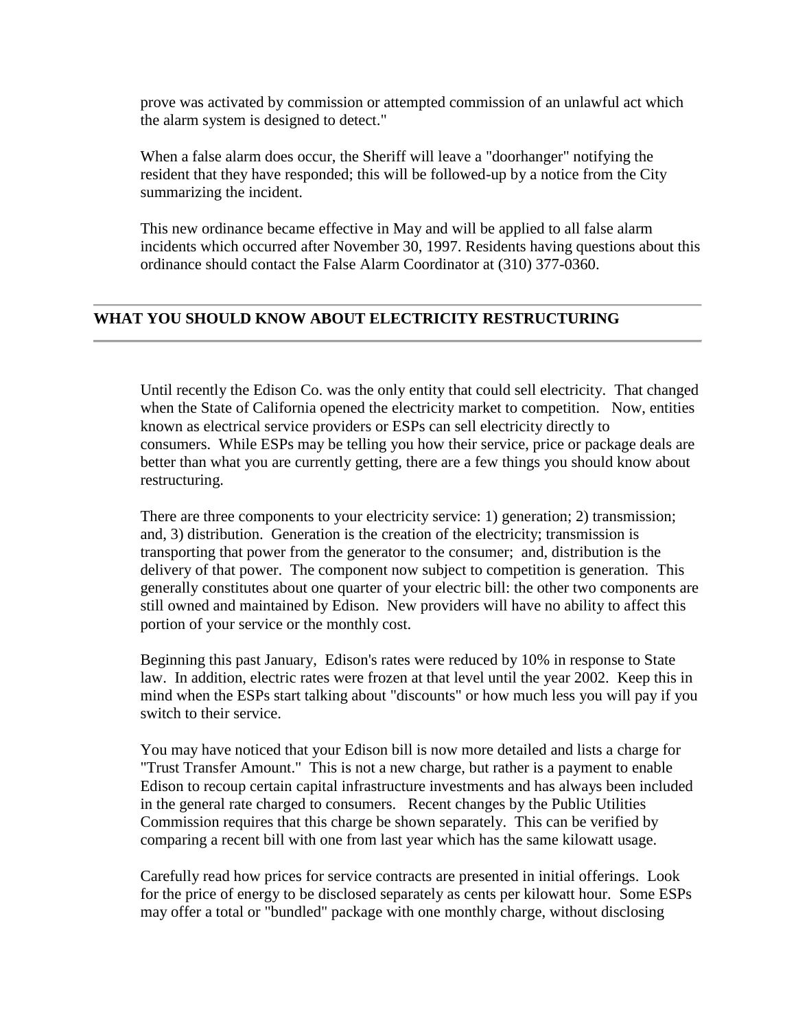prove was activated by commission or attempted commission of an unlawful act which the alarm system is designed to detect."

When a false alarm does occur, the Sheriff will leave a "doorhanger" notifying the resident that they have responded; this will be followed-up by a notice from the City summarizing the incident.

This new ordinance became effective in May and will be applied to all false alarm incidents which occurred after November 30, 1997. Residents having questions about this ordinance should contact the False Alarm Coordinator at (310) 377-0360.

---

## WHAT YOU SHOULD KNOW ABOUT ELECTRICITY RESTRUCTURING

---

Until recently the Edison Co. was the only entity that could sell electricity. That changed when the State of California opened the electricity market to competition. Now, entities known as electrical service providers or ESPs can sell electricity directly to consumers. While ESPs may be telling you how their service, price or package deals are better than what you are currently getting, there are a few things you should know about restructuring.

There are three components to your electricity service: 1) generation; 2) transmission; and, 3) distribution. Generation is the creation of the electricity; transmission is transporting that power from the generator to the consumer; and, distribution is the delivery of that power. The component now subject to competition is generation. This generally constitutes about one quarter of your electric bill: the other two components are still owned and maintained by Edison. New providers will have no ability to affect this portion of your service or the monthly cost.

Beginning this past January, Edison's rates were reduced by 10% in response to State law. In addition, electric rates were frozen at that level until the year 2002. Keep this in mind when the ESPs start talking about "discounts" or how much less you will pay if you switch to their service.

You may have noticed that your Edison bill is now more detailed and lists a charge for "Trust Transfer Amount." This is not a new charge, but rather is a payment to enable Edison to recoup certain capital infrastructure investments and has always been included in the general rate charged to consumers. Recent changes by the Public Utilities Commission requires that this charge be shown separately. This can be verified by comparing a recent bill with one from last year which has the same kilowatt usage.

Carefully read how prices for service contracts are presented in initial offerings. Look for the price of energy to be disclosed separately as cents per kilowatt hour. Some ESPs may offer a total or "bundled" package with one monthly charge, without disclosing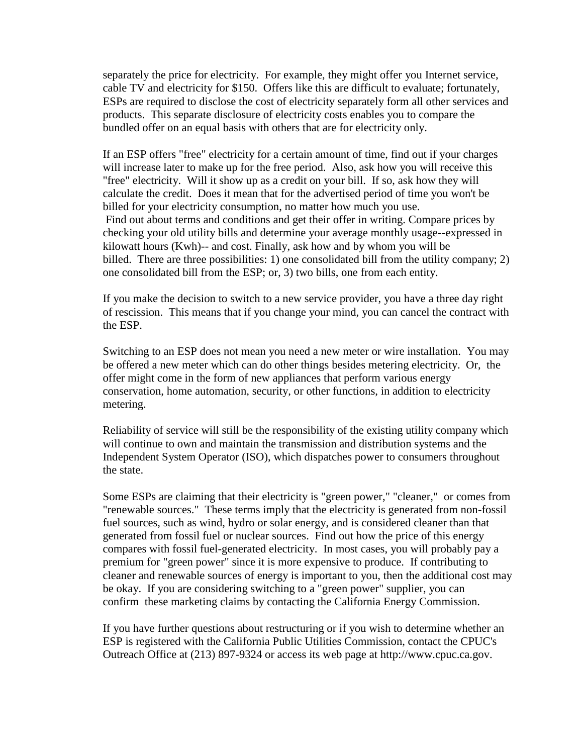separately the price for electricity. For example, they might offer you Internet service, cable TV and electricity for $150. Offers like this are difficult to evaluate; fortunately, ESPs are required to disclose the cost of electricity separately form all other services and products. This separate disclosure of electricity costs enables you to compare the bundled offer on an equal basis with others that are for electricity only.

If an ESP offers "free" electricity for a certain amount of time, find out if your charges will increase later to make up for the free period. Also, ask how you will receive this "free" electricity. Will it show up as a credit on your bill. If so, ask how they will calculate the credit. Does it mean that for the advertised period of time you won't be billed for your electricity consumption, no matter how much you use.
Find out about terms and conditions and get their offer in writing. Compare prices by checking your old utility bills and determine your average monthly usage--expressed in kilowatt hours (Kwh)-- and cost. Finally, ask how and by whom you will be billed. There are three possibilities: 1) one consolidated bill from the utility company; 2) one consolidated bill from the ESP; or, 3) two bills, one from each entity.

If you make the decision to switch to a new service provider, you have a three day right of rescission. This means that if you change your mind, you can cancel the contract with the ESP.

Switching to an ESP does not mean you need a new meter or wire installation. You may be offered a new meter which can do other things besides metering electricity. Or, the offer might come in the form of new appliances that perform various energy conservation, home automation, security, or other functions, in addition to electricity metering.

Reliability of service will still be the responsibility of the existing utility company which will continue to own and maintain the transmission and distribution systems and the Independent System Operator (ISO), which dispatches power to consumers throughout the state.

Some ESPs are claiming that their electricity is "green power," "cleaner," or comes from "renewable sources." These terms imply that the electricity is generated from non-fossil fuel sources, such as wind, hydro or solar energy, and is considered cleaner than that generated from fossil fuel or nuclear sources. Find out how the price of this energy compares with fossil fuel-generated electricity. In most cases, you will probably pay a premium for "green power" since it is more expensive to produce. If contributing to cleaner and renewable sources of energy is important to you, then the additional cost may be okay. If you are considering switching to a "green power" supplier, you can confirm these marketing claims by contacting the California Energy Commission.

If you have further questions about restructuring or if you wish to determine whether an ESP is registered with the California Public Utilities Commission, contact the CPUC's Outreach Office at (213) 897-9324 or access its web page at http://www.cpuc.ca.gov.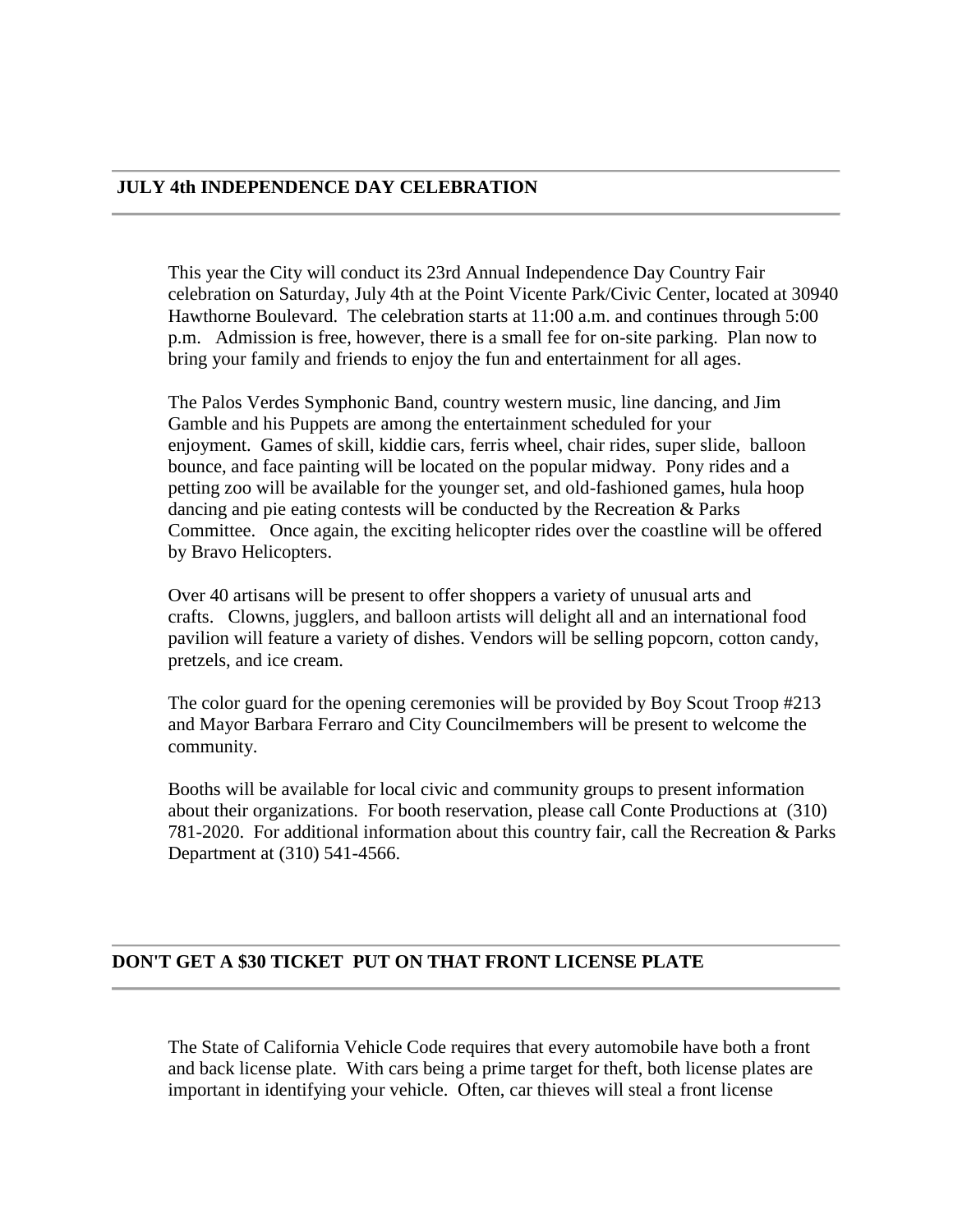## JULY 4th INDEPENDENCE DAY CELEBRATION

This year the City will conduct its 23rd Annual Independence Day Country Fair celebration on Saturday, July 4th at the Point Vicente Park/Civic Center, located at 30940 Hawthorne Boulevard. The celebration starts at 11:00 a.m. and continues through 5:00 p.m. Admission is free, however, there is a small fee for on-site parking. Plan now to bring your family and friends to enjoy the fun and entertainment for all ages.

The Palos Verdes Symphonic Band, country western music, line dancing, and Jim Gamble and his Puppets are among the entertainment scheduled for your enjoyment. Games of skill, kiddie cars, ferris wheel, chair rides, super slide, balloon bounce, and face painting will be located on the popular midway. Pony rides and a petting zoo will be available for the younger set, and old-fashioned games, hula hoop dancing and pie eating contests will be conducted by the Recreation & Parks Committee. Once again, the exciting helicopter rides over the coastline will be offered by Bravo Helicopters.

Over 40 artisans will be present to offer shoppers a variety of unusual arts and crafts. Clowns, jugglers, and balloon artists will delight all and an international food pavilion will feature a variety of dishes. Vendors will be selling popcorn, cotton candy, pretzels, and ice cream.

The color guard for the opening ceremonies will be provided by Boy Scout Troop #213 and Mayor Barbara Ferraro and City Councilmembers will be present to welcome the community.

Booths will be available for local civic and community groups to present information about their organizations. For booth reservation, please call Conte Productions at (310) 781-2020. For additional information about this country fair, call the Recreation & Parks Department at (310) 541-4566.

## DON'T GET A $30 TICKET PUT ON THAT FRONT LICENSE PLATE

The State of California Vehicle Code requires that every automobile have both a front and back license plate. With cars being a prime target for theft, both license plates are important in identifying your vehicle. Often, car thieves will steal a front license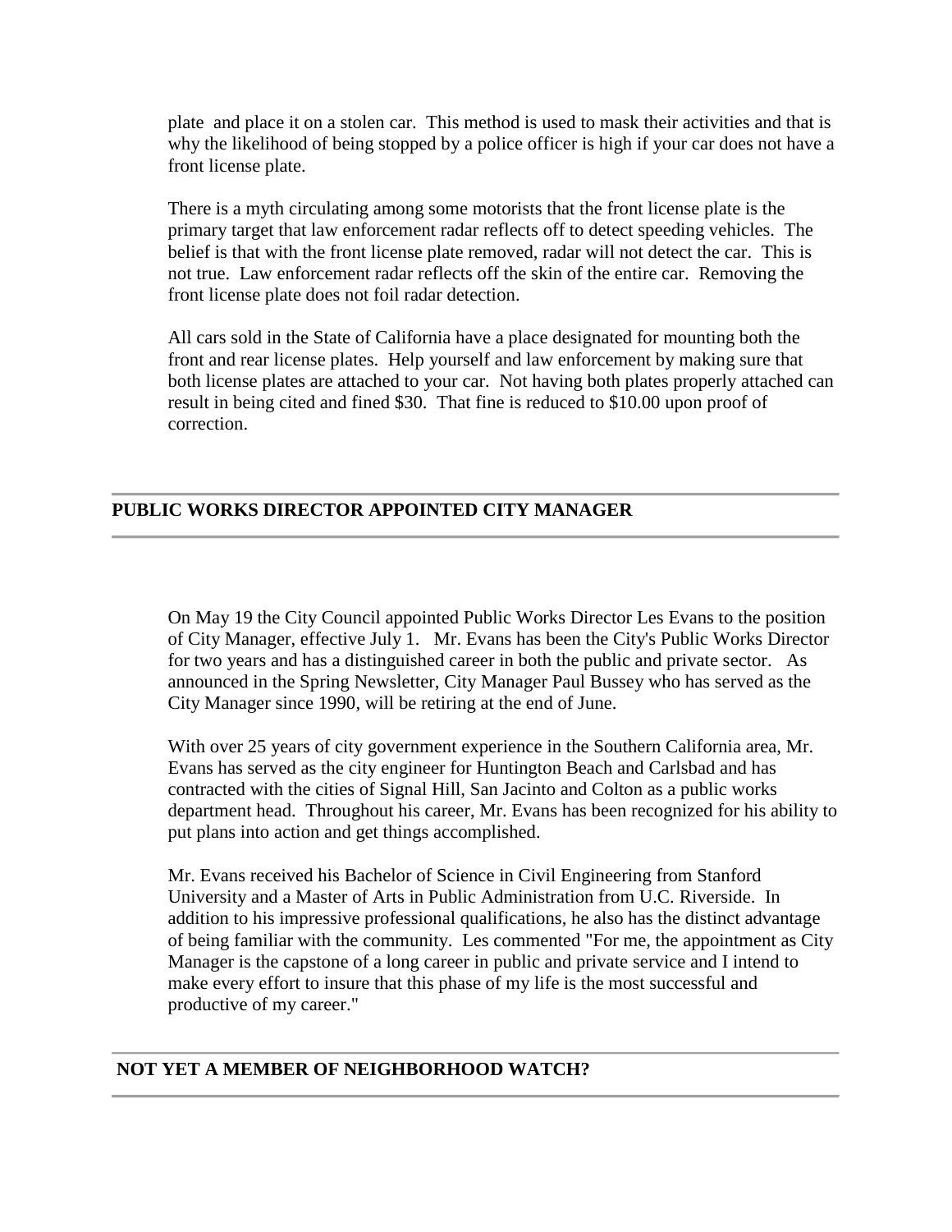plate and place it on a stolen car. This method is used to mask their activities and that is why the likelihood of being stopped by a police officer is high if your car does not have a front license plate.

There is a myth circulating among some motorists that the front license plate is the primary target that law enforcement radar reflects off to detect speeding vehicles. The belief is that with the front license plate removed, radar will not detect the car. This is not true. Law enforcement radar reflects off the skin of the entire car. Removing the front license plate does not foil radar detection.

All cars sold in the State of California have a place designated for mounting both the front and rear license plates. Help yourself and law enforcement by making sure that both license plates are attached to your car. Not having both plates properly attached can result in being cited and fined $30. That fine is reduced to $10.00 upon proof of correction.

---

## PUBLIC WORKS DIRECTOR APPOINTED CITY MANAGER

---

On May 19 the City Council appointed Public Works Director Les Evans to the position of City Manager, effective July 1. Mr. Evans has been the City's Public Works Director for two years and has a distinguished career in both the public and private sector. As announced in the Spring Newsletter, City Manager Paul Bussey who has served as the City Manager since 1990, will be retiring at the end of June.

With over 25 years of city government experience in the Southern California area, Mr. Evans has served as the city engineer for Huntington Beach and Carlsbad and has contracted with the cities of Signal Hill, San Jacinto and Colton as a public works department head. Throughout his career, Mr. Evans has been recognized for his ability to put plans into action and get things accomplished.

Mr. Evans received his Bachelor of Science in Civil Engineering from Stanford University and a Master of Arts in Public Administration from U.C. Riverside. In addition to his impressive professional qualifications, he also has the distinct advantage of being familiar with the community. Les commented "For me, the appointment as City Manager is the capstone of a long career in public and private service and I intend to make every effort to insure that this phase of my life is the most successful and productive of my career."

---

## NOT YET A MEMBER OF NEIGHBORHOOD WATCH?

---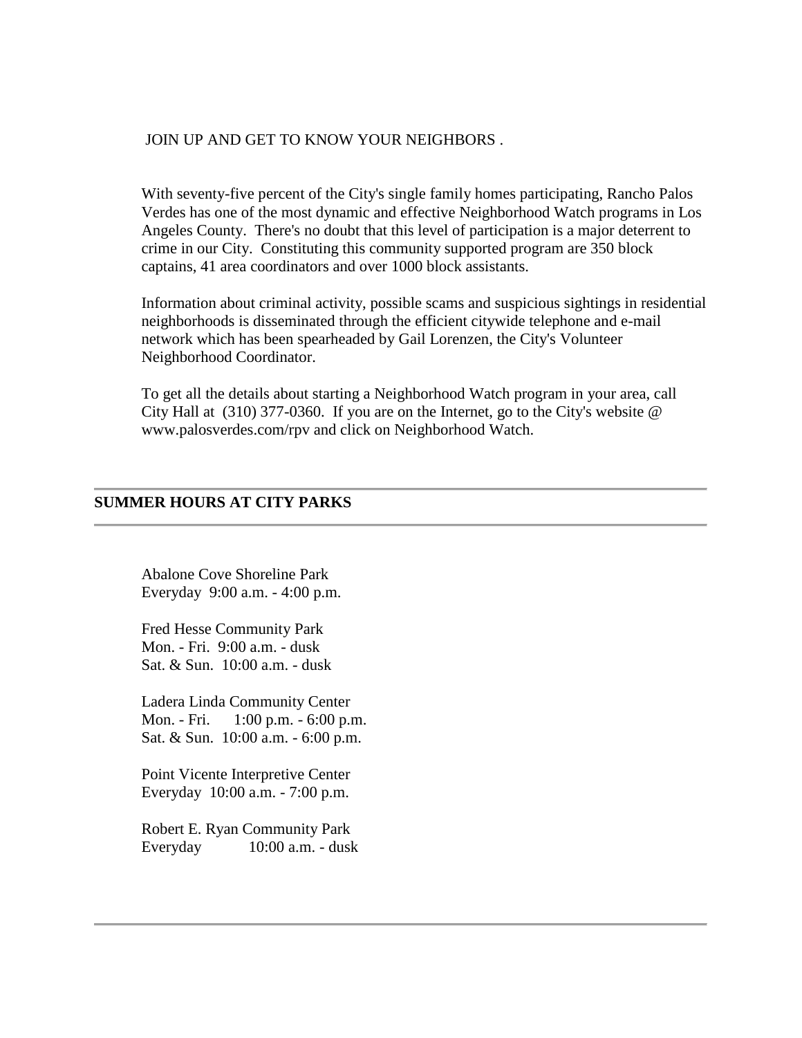JOIN UP AND GET TO KNOW YOUR NEIGHBORS .

With seventy-five percent of the City's single family homes participating, Rancho Palos Verdes has one of the most dynamic and effective Neighborhood Watch programs in Los Angeles County. There's no doubt that this level of participation is a major deterrent to crime in our City. Constituting this community supported program are 350 block captains, 41 area coordinators and over 1000 block assistants.

Information about criminal activity, possible scams and suspicious sightings in residential neighborhoods is disseminated through the efficient citywide telephone and e-mail network which has been spearheaded by Gail Lorenzen, the City's Volunteer Neighborhood Coordinator.

To get all the details about starting a Neighborhood Watch program in your area, call City Hall at (310) 377-0360. If you are on the Internet, go to the City's website @ www.palosverdes.com/rpv and click on Neighborhood Watch.

---

## SUMMER HOURS AT CITY PARKS

---

Abalone Cove Shoreline Park
Everyday 9:00 a.m. - 4:00 p.m.

Fred Hesse Community Park
Mon. - Fri. 9:00 a.m. - dusk
Sat. & Sun. 10:00 a.m. - dusk

Ladera Linda Community Center
Mon. - Fri. 1:00 p.m. - 6:00 p.m.
Sat. & Sun. 10:00 a.m. - 6:00 p.m.

Point Vicente Interpretive Center
Everyday 10:00 a.m. - 7:00 p.m.

Robert E. Ryan Community Park
Everyday 10:00 a.m. - dusk

---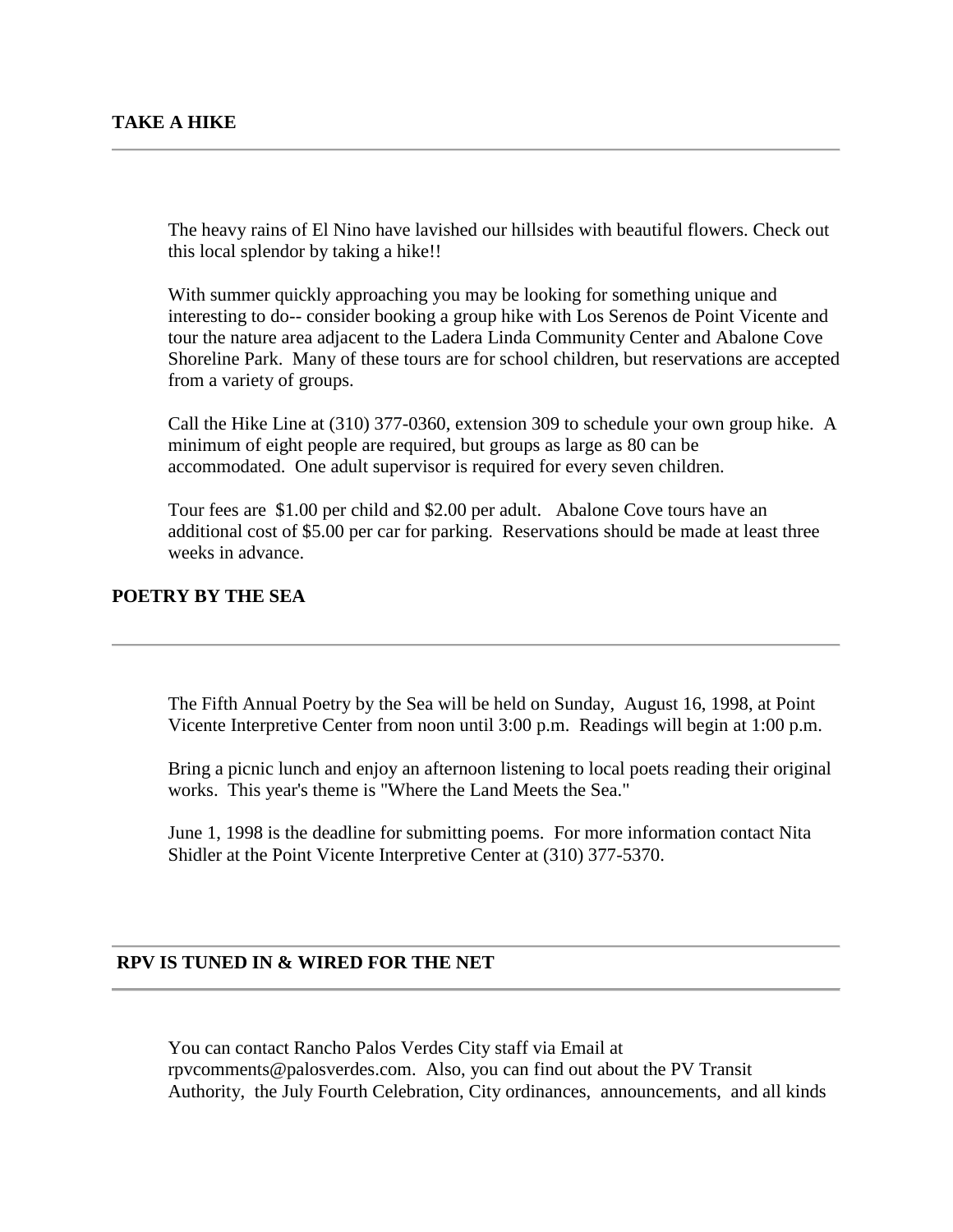## TAKE A HIKE

---

The heavy rains of El Nino have lavished our hillsides with beautiful flowers. Check out this local splendor by taking a hike!!

With summer quickly approaching you may be looking for something unique and interesting to do-- consider booking a group hike with Los Serenos de Point Vicente and tour the nature area adjacent to the Ladera Linda Community Center and Abalone Cove Shoreline Park. Many of these tours are for school children, but reservations are accepted from a variety of groups.

Call the Hike Line at (310) 377-0360, extension 309 to schedule your own group hike. A minimum of eight people are required, but groups as large as 80 can be accommodated. One adult supervisor is required for every seven children.

Tour fees are $1.00 per child and $2.00 per adult. Abalone Cove tours have an additional cost of $5.00 per car for parking. Reservations should be made at least three weeks in advance.

## POETRY BY THE SEA

---

The Fifth Annual Poetry by the Sea will be held on Sunday, August 16, 1998, at Point Vicente Interpretive Center from noon until 3:00 p.m. Readings will begin at 1:00 p.m.

Bring a picnic lunch and enjoy an afternoon listening to local poets reading their original works. This year's theme is "Where the Land Meets the Sea."

June 1, 1998 is the deadline for submitting poems. For more information contact Nita Shidler at the Point Vicente Interpretive Center at (310) 377-5370.

---

## RPV IS TUNED IN & WIRED FOR THE NET

---

You can contact Rancho Palos Verdes City staff via Email at rpvcomments@palosverdes.com. Also, you can find out about the PV Transit Authority, the July Fourth Celebration, City ordinances, announcements, and all kinds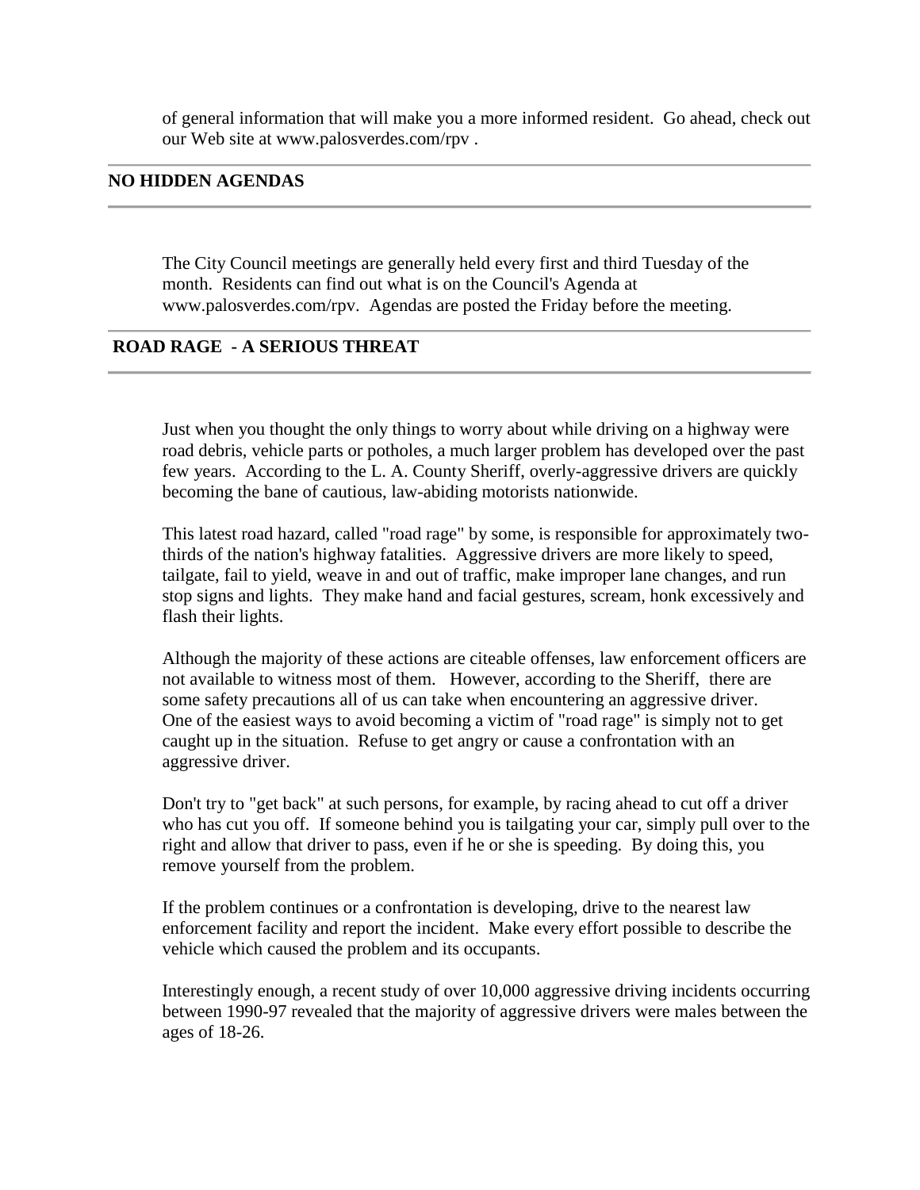of general information that will make you a more informed resident. Go ahead, check out our Web site at www.palosverdes.com/rpv .

---

## NO HIDDEN AGENDAS

---

The City Council meetings are generally held every first and third Tuesday of the month. Residents can find out what is on the Council's Agenda at www.palosverdes.com/rpv. Agendas are posted the Friday before the meeting.

---

## ROAD RAGE - A SERIOUS THREAT

---

Just when you thought the only things to worry about while driving on a highway were road debris, vehicle parts or potholes, a much larger problem has developed over the past few years. According to the L. A. County Sheriff, overly-aggressive drivers are quickly becoming the bane of cautious, law-abiding motorists nationwide.

This latest road hazard, called "road rage" by some, is responsible for approximately two-thirds of the nation's highway fatalities. Aggressive drivers are more likely to speed, tailgate, fail to yield, weave in and out of traffic, make improper lane changes, and run stop signs and lights. They make hand and facial gestures, scream, honk excessively and flash their lights.

Although the majority of these actions are citeable offenses, law enforcement officers are not available to witness most of them. However, according to the Sheriff, there are some safety precautions all of us can take when encountering an aggressive driver. One of the easiest ways to avoid becoming a victim of "road rage" is simply not to get caught up in the situation. Refuse to get angry or cause a confrontation with an aggressive driver.

Don't try to "get back" at such persons, for example, by racing ahead to cut off a driver who has cut you off. If someone behind you is tailgating your car, simply pull over to the right and allow that driver to pass, even if he or she is speeding. By doing this, you remove yourself from the problem.

If the problem continues or a confrontation is developing, drive to the nearest law enforcement facility and report the incident. Make every effort possible to describe the vehicle which caused the problem and its occupants.

Interestingly enough, a recent study of over 10,000 aggressive driving incidents occurring between 1990-97 revealed that the majority of aggressive drivers were males between the ages of 18-26.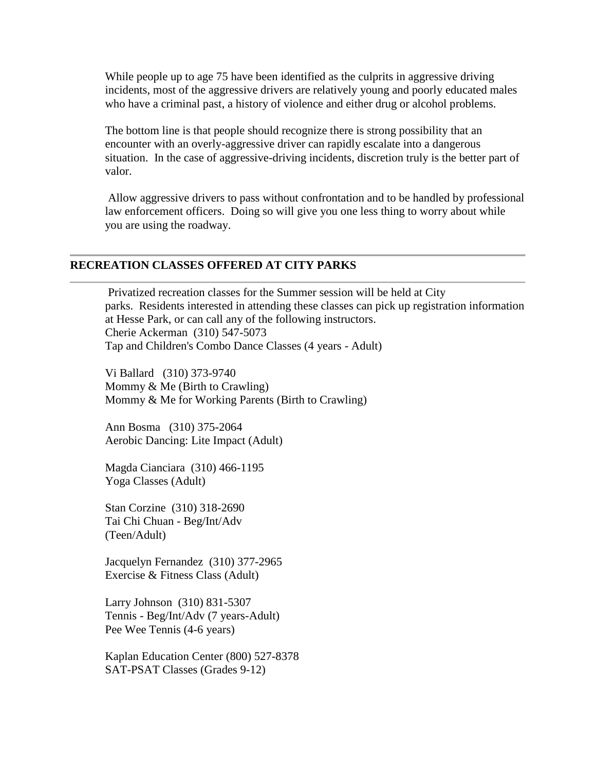While people up to age 75 have been identified as the culprits in aggressive driving incidents, most of the aggressive drivers are relatively young and poorly educated males who have a criminal past, a history of violence and either drug or alcohol problems.

The bottom line is that people should recognize there is strong possibility that an encounter with an overly-aggressive driver can rapidly escalate into a dangerous situation. In the case of aggressive-driving incidents, discretion truly is the better part of valor.

Allow aggressive drivers to pass without confrontation and to be handled by professional law enforcement officers. Doing so will give you one less thing to worry about while you are using the roadway.

---

## RECREATION CLASSES OFFERED AT CITY PARKS

---

Privatized recreation classes for the Summer session will be held at City parks. Residents interested in attending these classes can pick up registration information at Hesse Park, or can call any of the following instructors.
Cherie Ackerman (310) 547-5073
Tap and Children's Combo Dance Classes (4 years - Adult)

Vi Ballard (310) 373-9740
Mommy & Me (Birth to Crawling)
Mommy & Me for Working Parents (Birth to Crawling)

Ann Bosma (310) 375-2064
Aerobic Dancing: Lite Impact (Adult)

Magda Cianciara (310) 466-1195
Yoga Classes (Adult)

Stan Corzine (310) 318-2690
Tai Chi Chuan - Beg/Int/Adv
(Teen/Adult)

Jacquelyn Fernandez (310) 377-2965
Exercise & Fitness Class (Adult)

Larry Johnson (310) 831-5307
Tennis - Beg/Int/Adv (7 years-Adult)
Pee Wee Tennis (4-6 years)

Kaplan Education Center (800) 527-8378
SAT-PSAT Classes (Grades 9-12)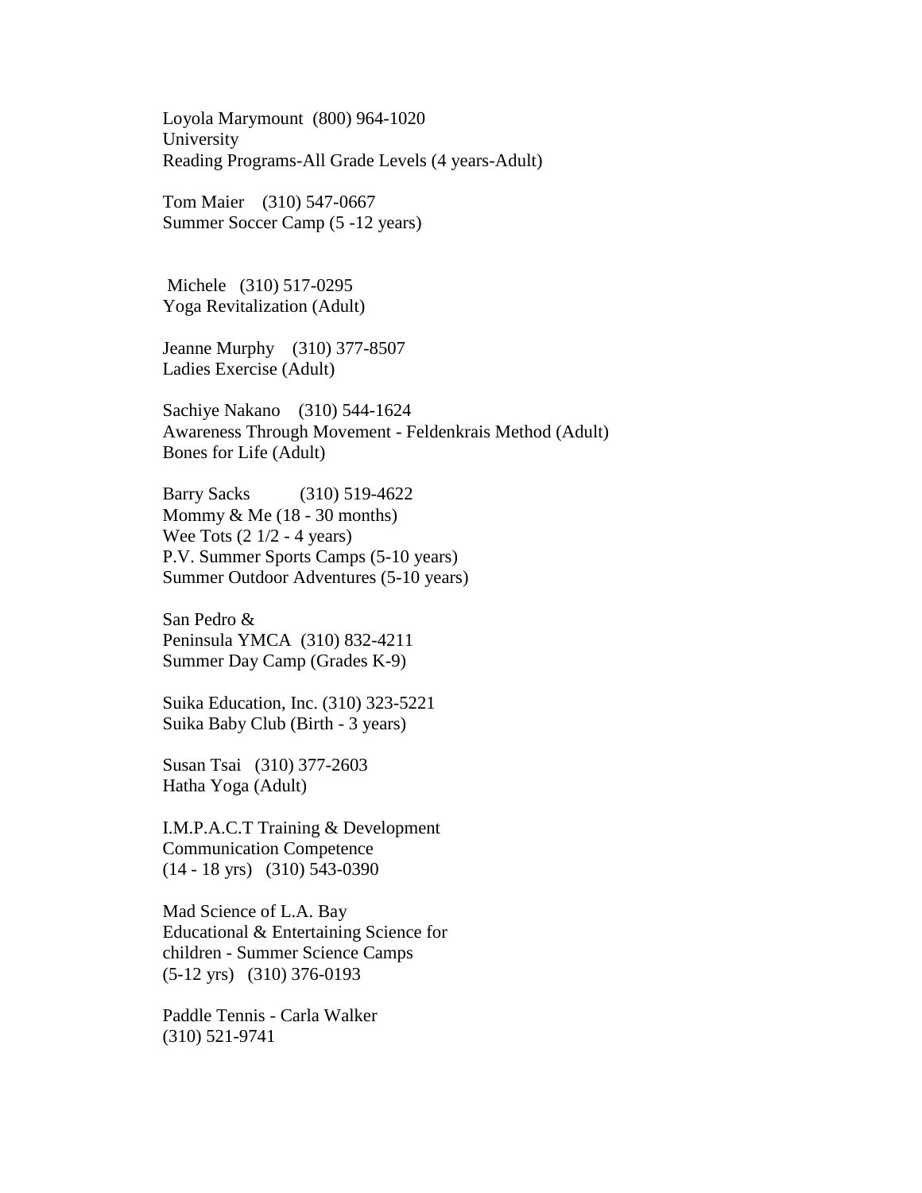Loyola Marymount (800) 964-1020
University
Reading Programs-All Grade Levels (4 years-Adult)

Tom Maier (310) 547-0667
Summer Soccer Camp (5 -12 years)

Michele (310) 517-0295
Yoga Revitalization (Adult)

Jeanne Murphy (310) 377-8507
Ladies Exercise (Adult)

Sachiye Nakano (310) 544-1624
Awareness Through Movement - Feldenkrais Method (Adult)
Bones for Life (Adult)

Barry Sacks (310) 519-4622
Mommy & Me (18 - 30 months)
Wee Tots (2 1/2 - 4 years)
P.V. Summer Sports Camps (5-10 years)
Summer Outdoor Adventures (5-10 years)

San Pedro &
Peninsula YMCA (310) 832-4211
Summer Day Camp (Grades K-9)

Suika Education, Inc. (310) 323-5221
Suika Baby Club (Birth - 3 years)

Susan Tsai (310) 377-2603
Hatha Yoga (Adult)

I.M.P.A.C.T Training & Development
Communication Competence
(14 - 18 yrs) (310) 543-0390

Mad Science of L.A. Bay
Educational & Entertaining Science for
children - Summer Science Camps
(5-12 yrs) (310) 376-0193

Paddle Tennis - Carla Walker
(310) 521-9741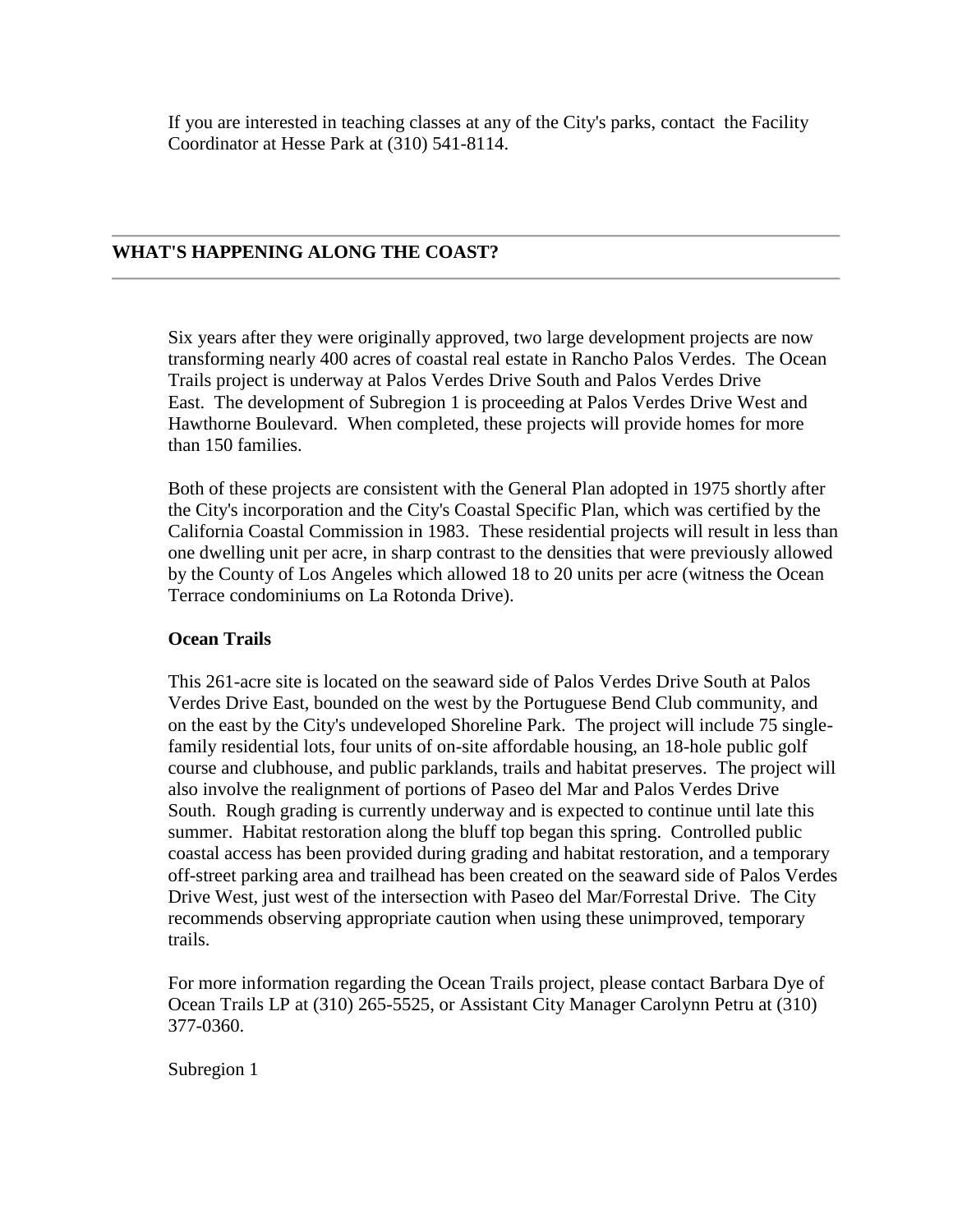If you are interested in teaching classes at any of the City's parks, contact the Facility Coordinator at Hesse Park at (310) 541-8114.

---

## WHAT'S HAPPENING ALONG THE COAST?

---

Six years after they were originally approved, two large development projects are now transforming nearly 400 acres of coastal real estate in Rancho Palos Verdes. The Ocean Trails project is underway at Palos Verdes Drive South and Palos Verdes Drive East. The development of Subregion 1 is proceeding at Palos Verdes Drive West and Hawthorne Boulevard. When completed, these projects will provide homes for more than 150 families.

Both of these projects are consistent with the General Plan adopted in 1975 shortly after the City's incorporation and the City's Coastal Specific Plan, which was certified by the California Coastal Commission in 1983. These residential projects will result in less than one dwelling unit per acre, in sharp contrast to the densities that were previously allowed by the County of Los Angeles which allowed 18 to 20 units per acre (witness the Ocean Terrace condominiums on La Rotonda Drive).

### Ocean Trails

This 261-acre site is located on the seaward side of Palos Verdes Drive South at Palos Verdes Drive East, bounded on the west by the Portuguese Bend Club community, and on the east by the City's undeveloped Shoreline Park. The project will include 75 single-family residential lots, four units of on-site affordable housing, an 18-hole public golf course and clubhouse, and public parklands, trails and habitat preserves. The project will also involve the realignment of portions of Paseo del Mar and Palos Verdes Drive South. Rough grading is currently underway and is expected to continue until late this summer. Habitat restoration along the bluff top began this spring. Controlled public coastal access has been provided during grading and habitat restoration, and a temporary off-street parking area and trailhead has been created on the seaward side of Palos Verdes Drive West, just west of the intersection with Paseo del Mar/Forrestal Drive. The City recommends observing appropriate caution when using these unimproved, temporary trails.

For more information regarding the Ocean Trails project, please contact Barbara Dye of Ocean Trails LP at (310) 265-5525, or Assistant City Manager Carolynn Petru at (310) 377-0360.

Subregion 1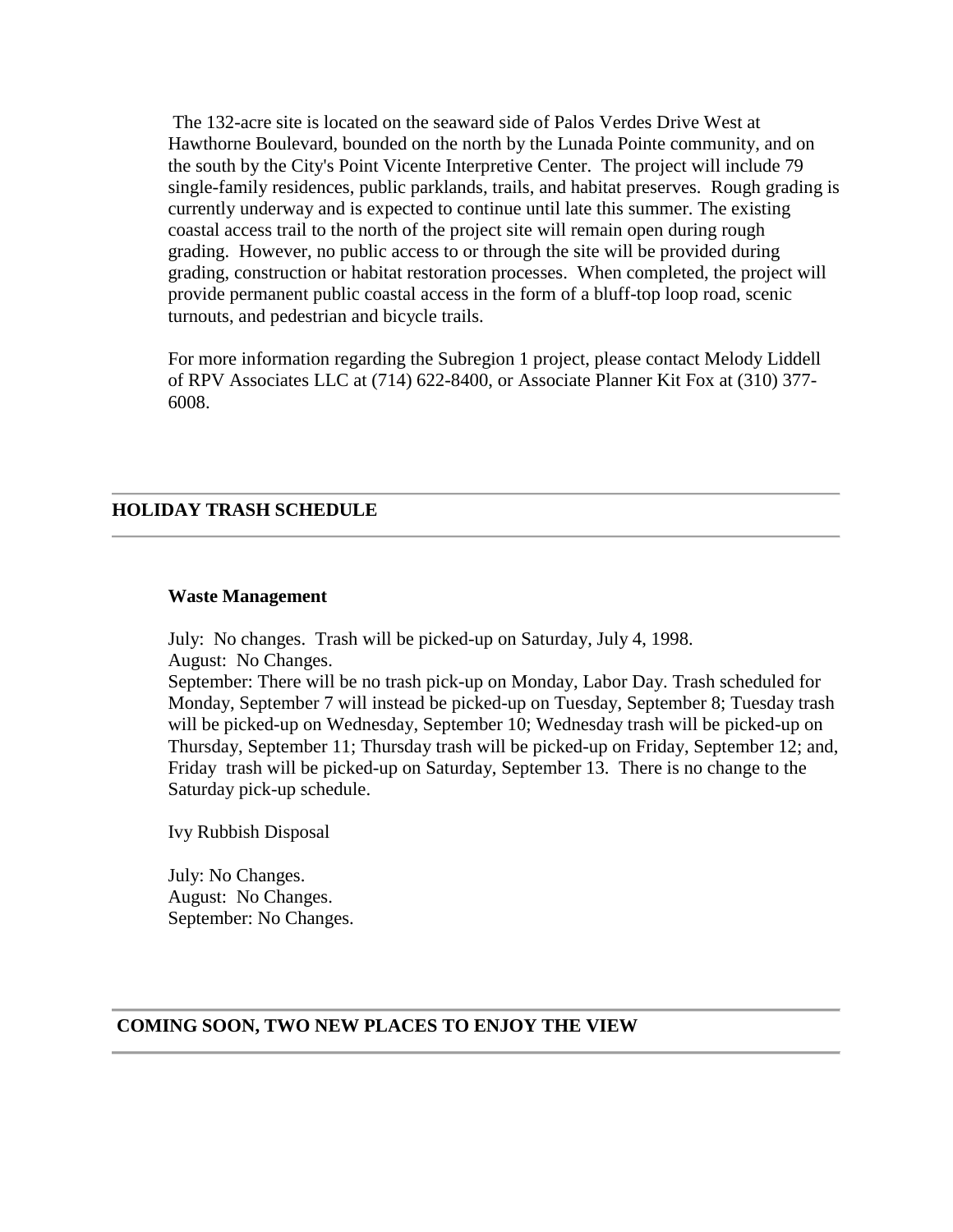The 132-acre site is located on the seaward side of Palos Verdes Drive West at Hawthorne Boulevard, bounded on the north by the Lunada Pointe community, and on the south by the City's Point Vicente Interpretive Center. The project will include 79 single-family residences, public parklands, trails, and habitat preserves. Rough grading is currently underway and is expected to continue until late this summer. The existing coastal access trail to the north of the project site will remain open during rough grading. However, no public access to or through the site will be provided during grading, construction or habitat restoration processes. When completed, the project will provide permanent public coastal access in the form of a bluff-top loop road, scenic turnouts, and pedestrian and bicycle trails.

For more information regarding the Subregion 1 project, please contact Melody Liddell of RPV Associates LLC at (714) 622-8400, or Associate Planner Kit Fox at (310) 377-6008.

---

## HOLIDAY TRASH SCHEDULE

---

**Waste Management**

July: No changes. Trash will be picked-up on Saturday, July 4, 1998.
August: No Changes.
September: There will be no trash pick-up on Monday, Labor Day. Trash scheduled for Monday, September 7 will instead be picked-up on Tuesday, September 8; Tuesday trash will be picked-up on Wednesday, September 10; Wednesday trash will be picked-up on Thursday, September 11; Thursday trash will be picked-up on Friday, September 12; and, Friday trash will be picked-up on Saturday, September 13. There is no change to the Saturday pick-up schedule.

Ivy Rubbish Disposal

July: No Changes.
August: No Changes.
September: No Changes.

---

## COMING SOON, TWO NEW PLACES TO ENJOY THE VIEW

---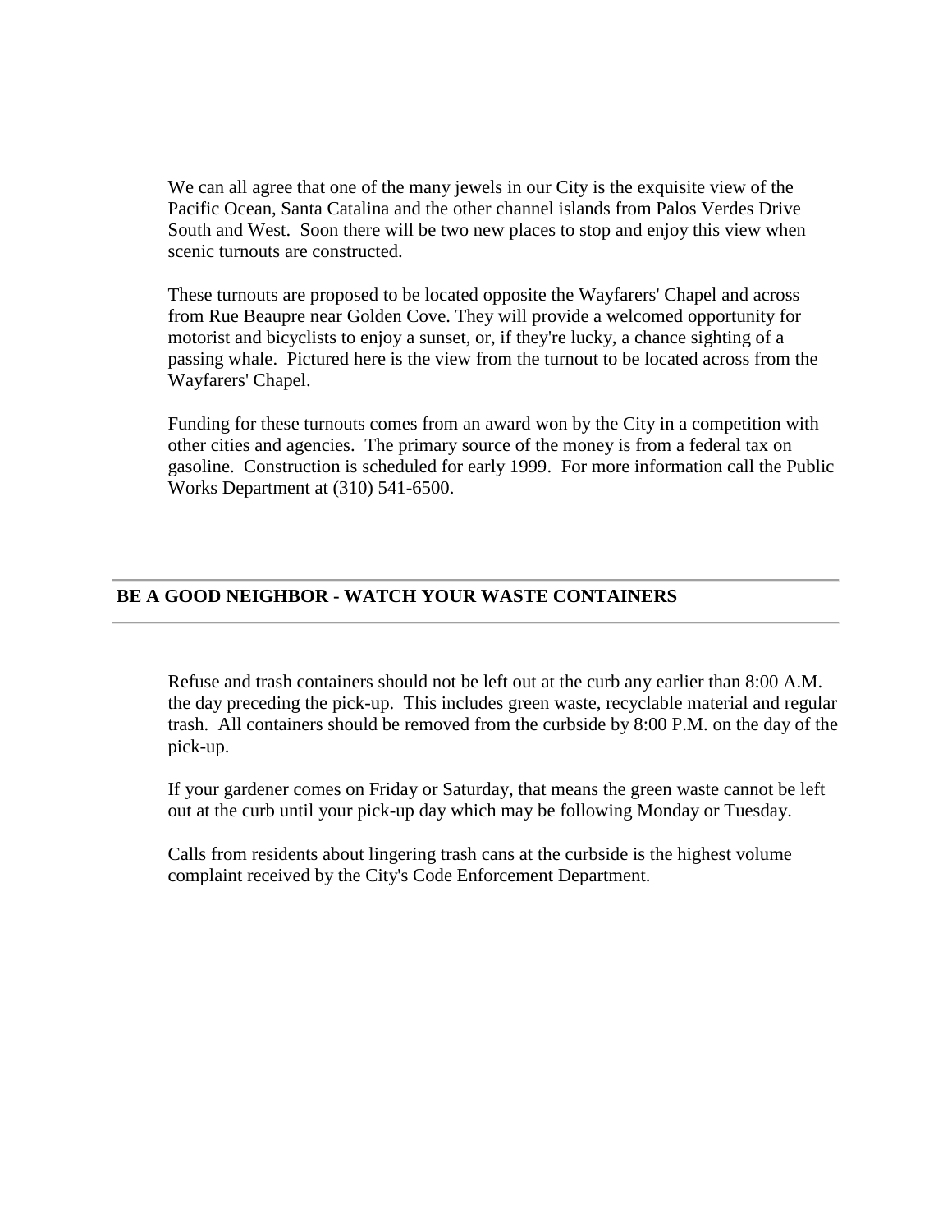We can all agree that one of the many jewels in our City is the exquisite view of the Pacific Ocean, Santa Catalina and the other channel islands from Palos Verdes Drive South and West. Soon there will be two new places to stop and enjoy this view when scenic turnouts are constructed.

These turnouts are proposed to be located opposite the Wayfarers' Chapel and across from Rue Beaupre near Golden Cove. They will provide a welcomed opportunity for motorist and bicyclists to enjoy a sunset, or, if they're lucky, a chance sighting of a passing whale. Pictured here is the view from the turnout to be located across from the Wayfarers' Chapel.

Funding for these turnouts comes from an award won by the City in a competition with other cities and agencies. The primary source of the money is from a federal tax on gasoline. Construction is scheduled for early 1999. For more information call the Public Works Department at (310) 541-6500.

---

## BE A GOOD NEIGHBOR - WATCH YOUR WASTE CONTAINERS

---

Refuse and trash containers should not be left out at the curb any earlier than 8:00 A.M. the day preceding the pick-up. This includes green waste, recyclable material and regular trash. All containers should be removed from the curbside by 8:00 P.M. on the day of the pick-up.

If your gardener comes on Friday or Saturday, that means the green waste cannot be left out at the curb until your pick-up day which may be following Monday or Tuesday.

Calls from residents about lingering trash cans at the curbside is the highest volume complaint received by the City's Code Enforcement Department.